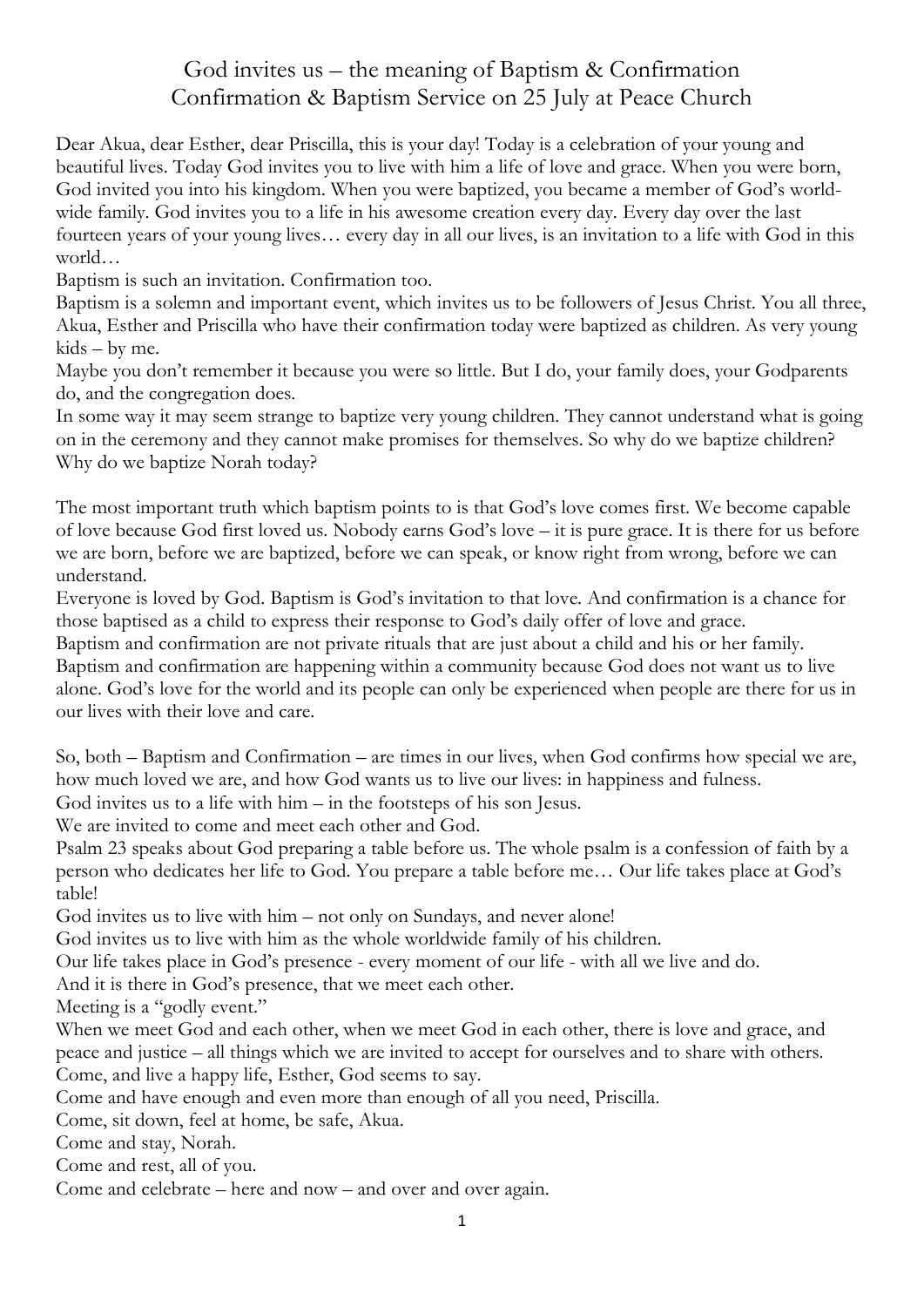# God invites us – the meaning of Baptism & Confirmation
## Confirmation & Baptism Service on 25 July at Peace Church

Dear Akua, dear Esther, dear Priscilla, this is your day! Today is a celebration of your young and beautiful lives. Today God invites you to live with him a life of love and grace. When you were born, God invited you into his kingdom. When you were baptized, you became a member of God's world-wide family. God invites you to a life in his awesome creation every day. Every day over the last fourteen years of your young lives… every day in all our lives, is an invitation to a life with God in this world…

Baptism is such an invitation. Confirmation too.

Baptism is a solemn and important event, which invites us to be followers of Jesus Christ. You all three, Akua, Esther and Priscilla who have their confirmation today were baptized as children. As very young kids – by me.

Maybe you don't remember it because you were so little. But I do, your family does, your Godparents do, and the congregation does.

In some way it may seem strange to baptize very young children. They cannot understand what is going on in the ceremony and they cannot make promises for themselves. So why do we baptize children? Why do we baptize Norah today?

The most important truth which baptism points to is that God's love comes first. We become capable of love because God first loved us. Nobody earns God's love – it is pure grace. It is there for us before we are born, before we are baptized, before we can speak, or know right from wrong, before we can understand.

Everyone is loved by God. Baptism is God's invitation to that love. And confirmation is a chance for those baptised as a child to express their response to God's daily offer of love and grace.

Baptism and confirmation are not private rituals that are just about a child and his or her family. Baptism and confirmation are happening within a community because God does not want us to live alone. God's love for the world and its people can only be experienced when people are there for us in our lives with their love and care.

So, both – Baptism and Confirmation – are times in our lives, when God confirms how special we are, how much loved we are, and how God wants us to live our lives: in happiness and fulness.

God invites us to a life with him – in the footsteps of his son Jesus.

We are invited to come and meet each other and God.

Psalm 23 speaks about God preparing a table before us. The whole psalm is a confession of faith by a person who dedicates her life to God. You prepare a table before me… Our life takes place at God's table!

God invites us to live with him – not only on Sundays, and never alone!

God invites us to live with him as the whole worldwide family of his children.

Our life takes place in God's presence - every moment of our life - with all we live and do.

And it is there in God's presence, that we meet each other.

Meeting is a "godly event."

When we meet God and each other, when we meet God in each other, there is love and grace, and peace and justice – all things which we are invited to accept for ourselves and to share with others.

Come, and live a happy life, Esther, God seems to say.

Come and have enough and even more than enough of all you need, Priscilla.

Come, sit down, feel at home, be safe, Akua.

Come and stay, Norah.

Come and rest, all of you.

Come and celebrate – here and now – and over and over again.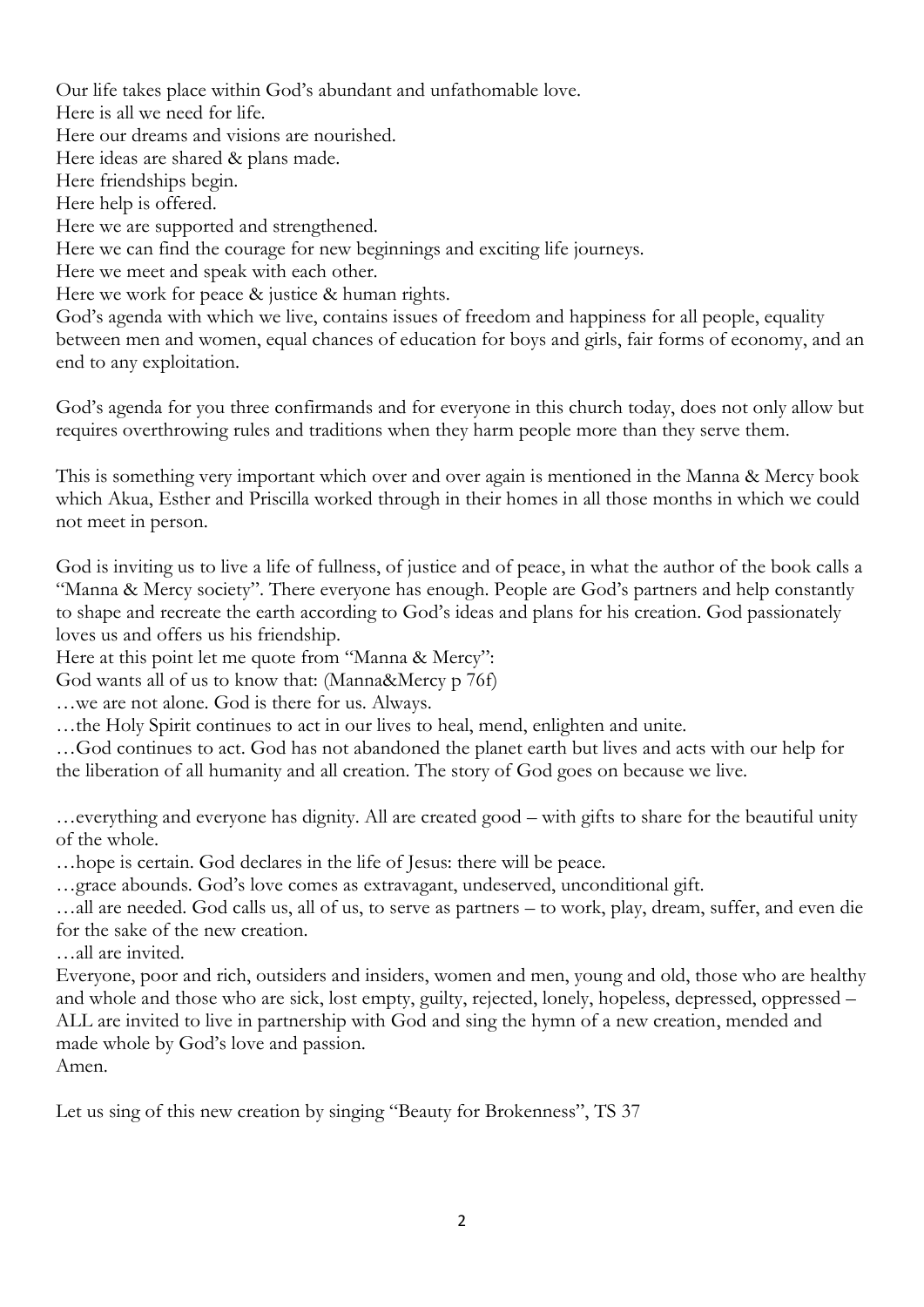Our life takes place within God's abundant and unfathomable love.
Here is all we need for life.
Here our dreams and visions are nourished.
Here ideas are shared & plans made.
Here friendships begin.
Here help is offered.
Here we are supported and strengthened.
Here we can find the courage for new beginnings and exciting life journeys.
Here we meet and speak with each other.
Here we work for peace & justice & human rights.
God's agenda with which we live, contains issues of freedom and happiness for all people, equality between men and women, equal chances of education for boys and girls, fair forms of economy, and an end to any exploitation.

God's agenda for you three confirmands and for everyone in this church today, does not only allow but requires overthrowing rules and traditions when they harm people more than they serve them.

This is something very important which over and over again is mentioned in the Manna & Mercy book which Akua, Esther and Priscilla worked through in their homes in all those months in which we could not meet in person.

God is inviting us to live a life of fullness, of justice and of peace, in what the author of the book calls a "Manna & Mercy society". There everyone has enough. People are God's partners and help constantly to shape and recreate the earth according to God's ideas and plans for his creation. God passionately loves us and offers us his friendship.
Here at this point let me quote from "Manna & Mercy":
God wants all of us to know that: (Manna&Mercy p 76f)
…we are not alone. God is there for us. Always.
…the Holy Spirit continues to act in our lives to heal, mend, enlighten and unite.
…God continues to act. God has not abandoned the planet earth but lives and acts with our help for the liberation of all humanity and all creation. The story of God goes on because we live.

…everything and everyone has dignity. All are created good – with gifts to share for the beautiful unity of the whole.
…hope is certain. God declares in the life of Jesus: there will be peace.
…grace abounds. God's love comes as extravagant, undeserved, unconditional gift.
…all are needed. God calls us, all of us, to serve as partners – to work, play, dream, suffer, and even die for the sake of the new creation.
…all are invited.
Everyone, poor and rich, outsiders and insiders, women and men, young and old, those who are healthy and whole and those who are sick, lost empty, guilty, rejected, lonely, hopeless, depressed, oppressed – ALL are invited to live in partnership with God and sing the hymn of a new creation, mended and made whole by God's love and passion.
Amen.

Let us sing of this new creation by singing "Beauty for Brokenness", TS 37